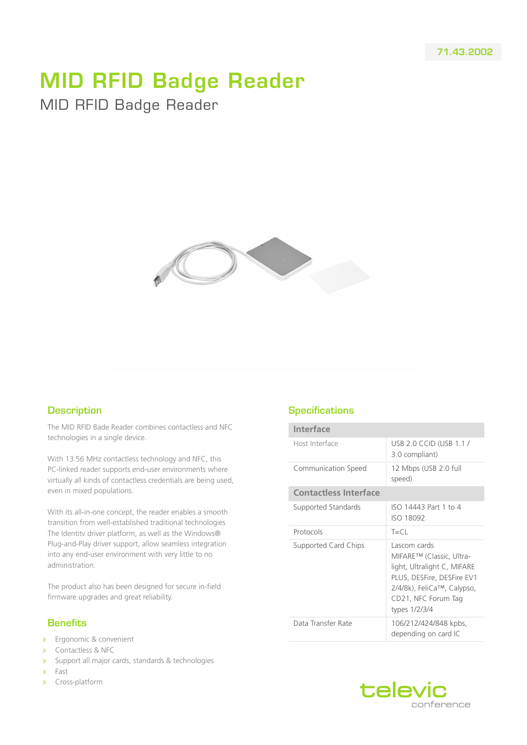71.43.2002

# MID RFID Badge Reader

MID RFID Badge Reader

## Description

The MID RFID Bade Reader combines contactless and NFC technologies in a single device.

With 13.56 MHz contactless technology and NFC, this PC-linked reader supports end-user environments where virtually all kinds of contactless credentials are being used, even in mixed populations.

With its all-in-one concept, the reader enables a smooth transition from well-established traditional technologies The Identitv driver platform, as well as the Windows® Plug-and-Play driver support, allow seamless integration into any end-user environment with very little to no administration.

The product also has been designed for secure in-field firmware upgrades and great reliability.

## Benefits

- Ergonomic & convenient
- Contactless & NFC
- Support all major cards, standards & technologies
- Fast
- Cross-platform

## Specifications

| **Interface** | |
|---|---|
| Host Interface | USB 2.0 CCID (USB 1.1 / 3.0 compliant) |
| Communication Speed | 12 Mbps (USB 2.0 full speed) |
| **Contactless Interface** | |
| Supported Standards | ISO 14443 Part 1 to 4<br>ISO 18092 |
| Protocols | T=CL |
| Supported Card Chips | Lascom cards<br>MIFARE™ (Classic, Ultra-light, Ultralight C, MIFARE PLUS, DESFire, DESFire EV1 2/4/8k), FeliCa™, Calypso, CD21, NFC Forum Tag types 1/2/3/4 |
| Data Transfer Rate | 106/212/424/848 kpbs, depending on card IC |

televic conference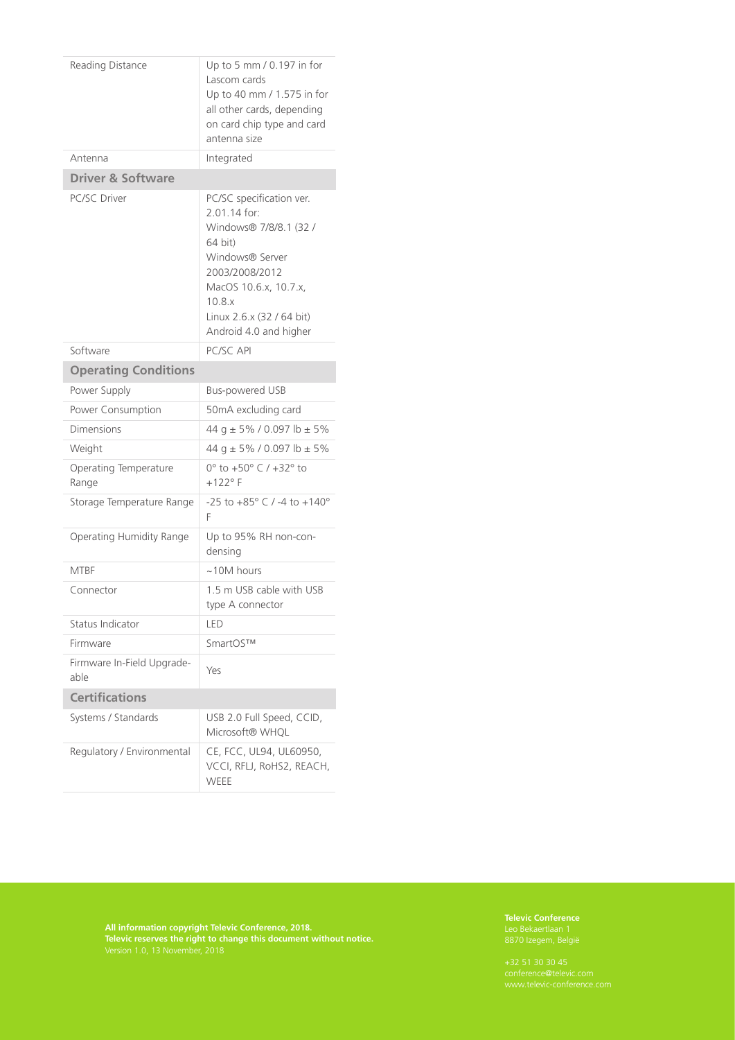| | |
|---|---|
| Reading Distance | Up to 5 mm / 0.197 in for Lascom cards<br>Up to 40 mm / 1.575 in for all other cards, depending on card chip type and card antenna size |
| Antenna | Integrated |
| **Driver & Software** | |
| PC/SC Driver | PC/SC specification ver. 2.01.14 for:<br>Windows® 7/8/8.1 (32 / 64 bit)<br>Windows® Server 2003/2008/2012<br>MacOS 10.6.x, 10.7.x, 10.8.x<br>Linux 2.6.x (32 / 64 bit)<br>Android 4.0 and higher |
| Software | PC/SC API |
| **Operating Conditions** | |
| Power Supply | Bus-powered USB |
| Power Consumption | 50mA excluding card |
| Dimensions | 44 g ± 5% / 0.097 lb ± 5% |
| Weight | 44 g ± 5% / 0.097 lb ± 5% |
| Operating Temperature Range | 0° to +50° C / +32° to +122° F |
| Storage Temperature Range | -25 to +85° C / -4 to +140° F |
| Operating Humidity Range | Up to 95% RH non-condensing |
| MTBF | ~10M hours |
| Connector | 1.5 m USB cable with USB type A connector |
| Status Indicator | LED |
| Firmware | SmartOS™ |
| Firmware In-Field Upgradeable | Yes |
| **Certifications** | |
| Systems / Standards | USB 2.0 Full Speed, CCID, Microsoft® WHQL |
| Regulatory / Environmental | CE, FCC, UL94, UL60950, VCCI, RFLJ, RoHS2, REACH, WEEE |

**All information copyright Televic Conference, 2018.**
**Televic reserves the right to change this document without notice.**
Version 1.0, 13 November, 2018

**Televic Conference**
Leo Bekaertlaan 1
8870 Izegem, België

+32 51 30 30 45
conference@televic.com
www.televic-conference.com